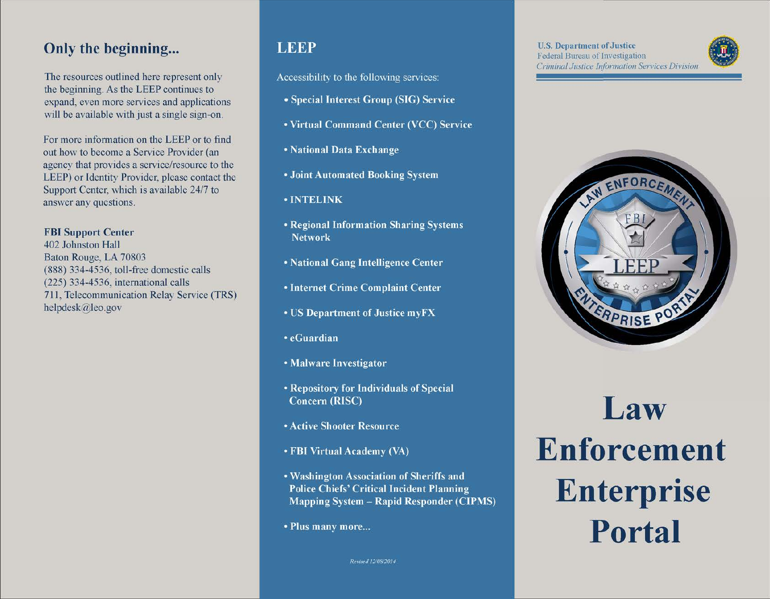## Only the beginning...

The resources outlined here represent only the beginning. As the LEEP continues to expand, even more services and applications will be available with just a single sign-on.

For more information on the LEEP or to find out how to become a Service Provider (an agency that provides a service/resource to the LEEP) or Identity Provider, please contact the Support Center, which is available 24/7 to answer any questions.

**FBI Support Center**
402 Johnston Hall
Baton Rouge, LA 70803
(888) 334-4536, toll-free domestic calls
(225) 334-4536, international calls
711, Telecommunication Relay Service (TRS)
helpdesk@leo.gov

## LEEP

Accessibility to the following services:

- **Special Interest Group (SIG) Service**
- **Virtual Command Center (VCC) Service**
- **National Data Exchange**
- **Joint Automated Booking System**
- **INTELINK**
- **Regional Information Sharing Systems Network**
- **National Gang Intelligence Center**
- **Internet Crime Complaint Center**
- **US Department of Justice myFX**
- **eGuardian**
- **Malware Investigator**
- **Repository for Individuals of Special Concern (RISC)**
- **Active Shooter Resource**
- **FBI Virtual Academy (VA)**
- **Washington Association of Sheriffs and Police Chiefs' Critical Incident Planning Mapping System – Rapid Responder (CIPMS)**
- **Plus many more...**

*Revised 12/08/2014*

U.S. Department of Justice
Federal Bureau of Investigation
*Criminal Justice Information Services Division*

# Law Enforcement Enterprise Portal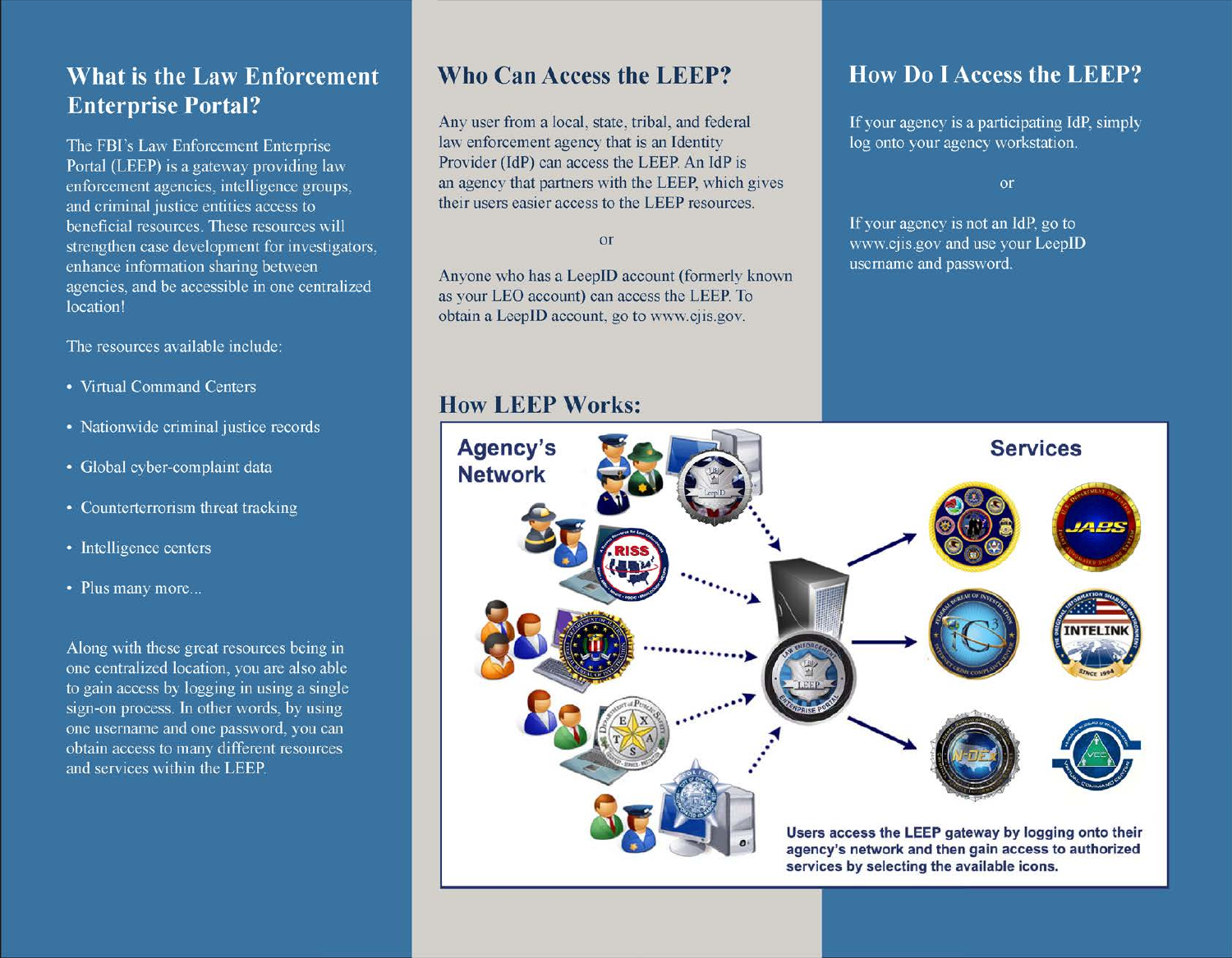## What is the Law Enforcement Enterprise Portal?

The FBI's Law Enforcement Enterprise Portal (LEEP) is a gateway providing law enforcement agencies, intelligence groups, and criminal justice entities access to beneficial resources. These resources will strengthen case development for investigators, enhance information sharing between agencies, and be accessible in one centralized location!

The resources available include:

- Virtual Command Centers
- Nationwide criminal justice records
- Global cyber-complaint data
- Counterterrorism threat tracking
- Intelligence centers
- Plus many more...

Along with these great resources being in one centralized location, you are also able to gain access by logging in using a single sign-on process. In other words, by using one username and one password, you can obtain access to many different resources and services within the LEEP.

## Who Can Access the LEEP?

Any user from a local, state, tribal, and federal law enforcement agency that is an Identity Provider (IdP) can access the LEEP. An IdP is an agency that partners with the LEEP, which gives their users easier access to the LEEP resources.

or

Anyone who has a LeepID account (formerly known as your LEO account) can access the LEEP. To obtain a LeepID account, go to www.cjis.gov.

## How LEEP Works:

Agency's Network

Services

Users access the LEEP gateway by logging onto their agency's network and then gain access to authorized services by selecting the available icons.

## How Do I Access the LEEP?

If your agency is a participating IdP, simply log onto your agency workstation.

or

If your agency is not an IdP, go to www.cjis.gov and use your LeepID username and password.